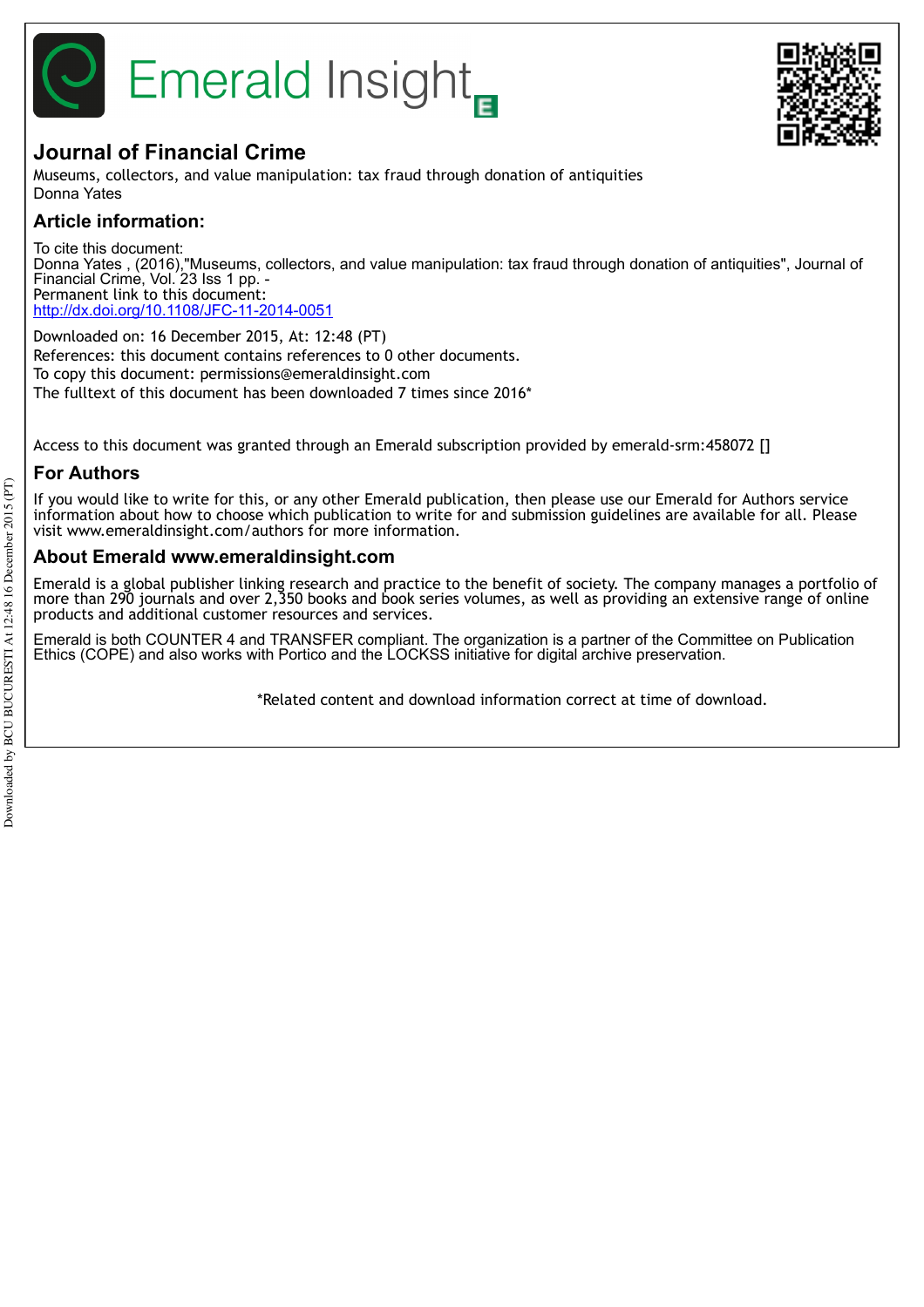Emerald Insight

## Journal of Financial Crime

Museums, collectors, and value manipulation: tax fraud through donation of antiquities
Donna Yates

## Article information:

To cite this document:
Donna Yates , (2016),"Museums, collectors, and value manipulation: tax fraud through donation of antiquities", Journal of Financial Crime, Vol. 23 Iss 1 pp. -
Permanent link to this document:
http://dx.doi.org/10.1108/JFC-11-2014-0051

Downloaded on: 16 December 2015, At: 12:48 (PT)
References: this document contains references to 0 other documents.
To copy this document: permissions@emeraldinsight.com
The fulltext of this document has been downloaded 7 times since 2016*

Access to this document was granted through an Emerald subscription provided by emerald-srm:458072 []

## For Authors

If you would like to write for this, or any other Emerald publication, then please use our Emerald for Authors service information about how to choose which publication to write for and submission guidelines are available for all. Please visit www.emeraldinsight.com/authors for more information.

## About Emerald www.emeraldinsight.com

Emerald is a global publisher linking research and practice to the benefit of society. The company manages a portfolio of more than 290 journals and over 2,350 books and book series volumes, as well as providing an extensive range of online products and additional customer resources and services.

Emerald is both COUNTER 4 and TRANSFER compliant. The organization is a partner of the Committee on Publication Ethics (COPE) and also works with Portico and the LOCKSS initiative for digital archive preservation.

*Related content and download information correct at time of download.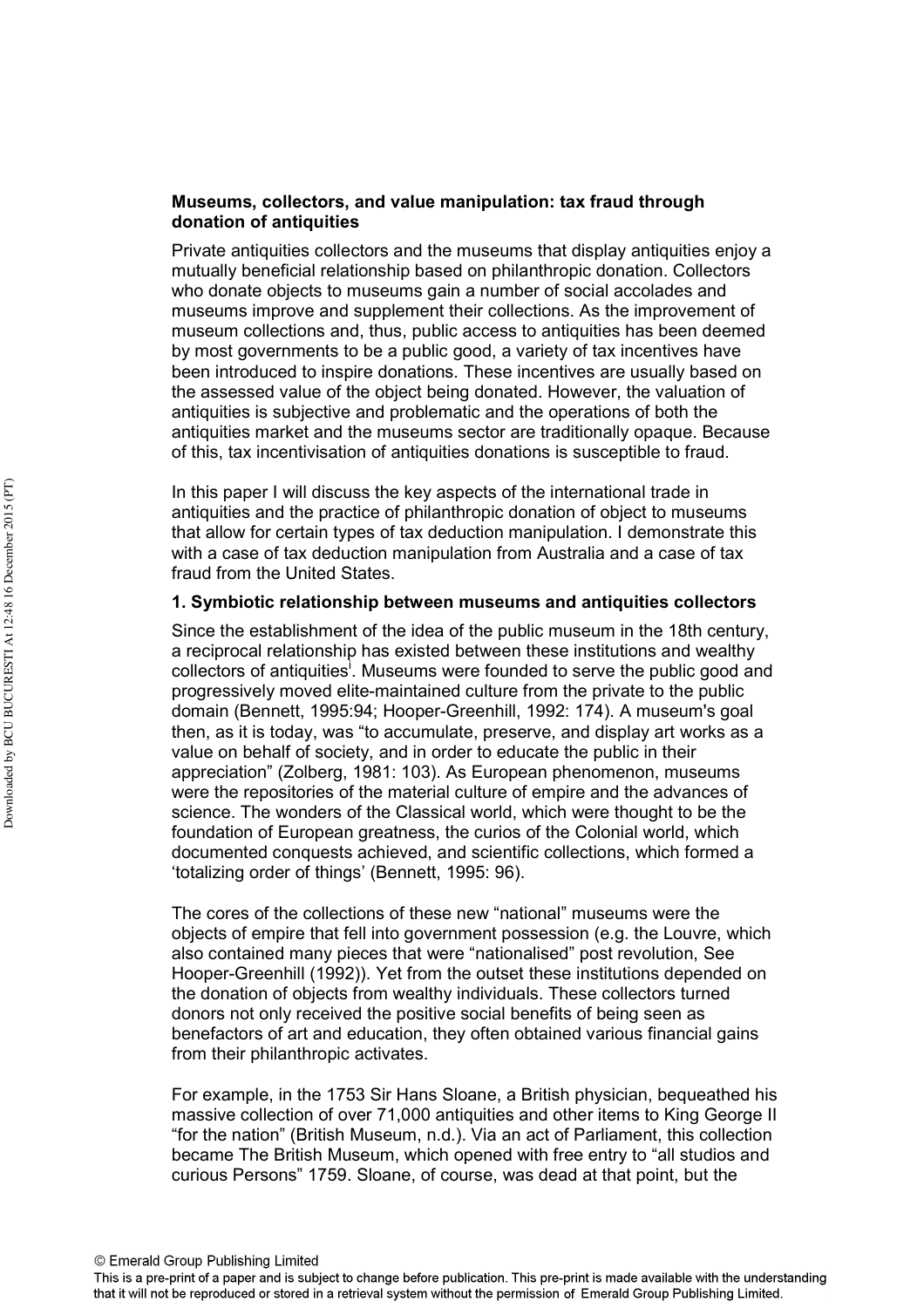**Museums, collectors, and value manipulation: tax fraud through donation of antiquities**

Private antiquities collectors and the museums that display antiquities enjoy a mutually beneficial relationship based on philanthropic donation. Collectors who donate objects to museums gain a number of social accolades and museums improve and supplement their collections. As the improvement of museum collections and, thus, public access to antiquities has been deemed by most governments to be a public good, a variety of tax incentives have been introduced to inspire donations. These incentives are usually based on the assessed value of the object being donated. However, the valuation of antiquities is subjective and problematic and the operations of both the antiquities market and the museums sector are traditionally opaque. Because of this, tax incentivisation of antiquities donations is susceptible to fraud.

In this paper I will discuss the key aspects of the international trade in antiquities and the practice of philanthropic donation of object to museums that allow for certain types of tax deduction manipulation. I demonstrate this with a case of tax deduction manipulation from Australia and a case of tax fraud from the United States.

**1. Symbiotic relationship between museums and antiquities collectors**

Since the establishment of the idea of the public museum in the 18th century, a reciprocal relationship has existed between these institutions and wealthy collectors of antiquities[i]. Museums were founded to serve the public good and progressively moved elite-maintained culture from the private to the public domain (Bennett, 1995:94; Hooper-Greenhill, 1992: 174). A museum's goal then, as it is today, was "to accumulate, preserve, and display art works as a value on behalf of society, and in order to educate the public in their appreciation" (Zolberg, 1981: 103). As European phenomenon, museums were the repositories of the material culture of empire and the advances of science. The wonders of the Classical world, which were thought to be the foundation of European greatness, the curios of the Colonial world, which documented conquests achieved, and scientific collections, which formed a 'totalizing order of things' (Bennett, 1995: 96).

The cores of the collections of these new "national" museums were the objects of empire that fell into government possession (e.g. the Louvre, which also contained many pieces that were "nationalised" post revolution, See Hooper-Greenhill (1992)). Yet from the outset these institutions depended on the donation of objects from wealthy individuals. These collectors turned donors not only received the positive social benefits of being seen as benefactors of art and education, they often obtained various financial gains from their philanthropic activates.

For example, in the 1753 Sir Hans Sloane, a British physician, bequeathed his massive collection of over 71,000 antiquities and other items to King George II "for the nation" (British Museum, n.d.). Via an act of Parliament, this collection became The British Museum, which opened with free entry to "all studios and curious Persons" 1759. Sloane, of course, was dead at that point, but the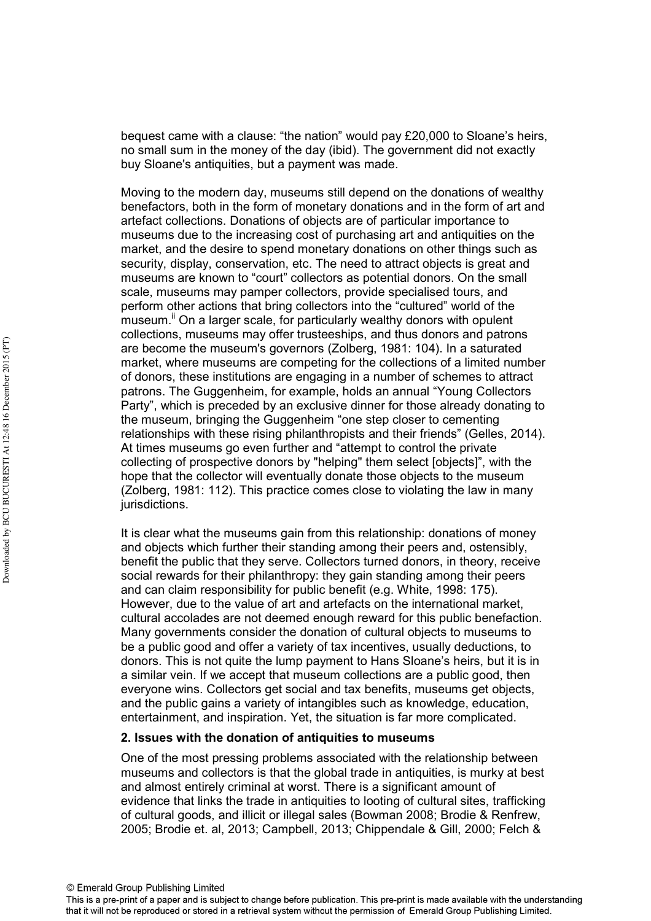bequest came with a clause: "the nation" would pay £20,000 to Sloane's heirs, no small sum in the money of the day (ibid). The government did not exactly buy Sloane's antiquities, but a payment was made.

Moving to the modern day, museums still depend on the donations of wealthy benefactors, both in the form of monetary donations and in the form of art and artefact collections. Donations of objects are of particular importance to museums due to the increasing cost of purchasing art and antiquities on the market, and the desire to spend monetary donations on other things such as security, display, conservation, etc. The need to attract objects is great and museums are known to "court" collectors as potential donors. On the small scale, museums may pamper collectors, provide specialised tours, and perform other actions that bring collectors into the "cultured" world of the museum.[ii] On a larger scale, for particularly wealthy donors with opulent collections, museums may offer trusteeships, and thus donors and patrons are become the museum's governors (Zolberg, 1981: 104). In a saturated market, where museums are competing for the collections of a limited number of donors, these institutions are engaging in a number of schemes to attract patrons. The Guggenheim, for example, holds an annual "Young Collectors Party", which is preceded by an exclusive dinner for those already donating to the museum, bringing the Guggenheim "one step closer to cementing relationships with these rising philanthropists and their friends" (Gelles, 2014). At times museums go even further and "attempt to control the private collecting of prospective donors by "helping" them select [objects]", with the hope that the collector will eventually donate those objects to the museum (Zolberg, 1981: 112). This practice comes close to violating the law in many jurisdictions.

It is clear what the museums gain from this relationship: donations of money and objects which further their standing among their peers and, ostensibly, benefit the public that they serve. Collectors turned donors, in theory, receive social rewards for their philanthropy: they gain standing among their peers and can claim responsibility for public benefit (e.g. White, 1998: 175). However, due to the value of art and artefacts on the international market, cultural accolades are not deemed enough reward for this public benefaction. Many governments consider the donation of cultural objects to museums to be a public good and offer a variety of tax incentives, usually deductions, to donors. This is not quite the lump payment to Hans Sloane's heirs, but it is in a similar vein. If we accept that museum collections are a public good, then everyone wins. Collectors get social and tax benefits, museums get objects, and the public gains a variety of intangibles such as knowledge, education, entertainment, and inspiration. Yet, the situation is far more complicated.

## 2. Issues with the donation of antiquities to museums

One of the most pressing problems associated with the relationship between museums and collectors is that the global trade in antiquities, is murky at best and almost entirely criminal at worst. There is a significant amount of evidence that links the trade in antiquities to looting of cultural sites, trafficking of cultural goods, and illicit or illegal sales (Bowman 2008; Brodie & Renfrew, 2005; Brodie et. al, 2013; Campbell, 2013; Chippendale & Gill, 2000; Felch &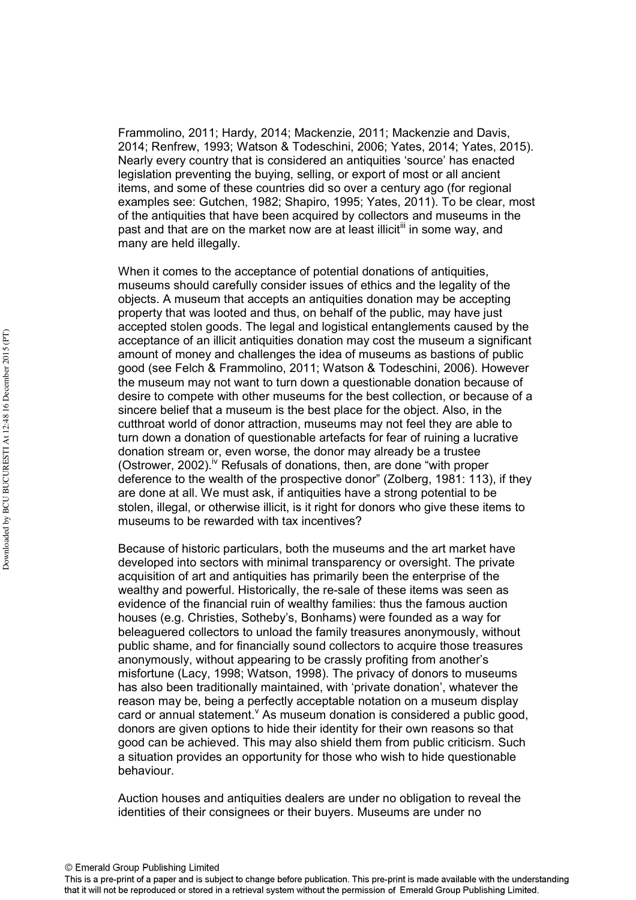Frammolino, 2011; Hardy, 2014; Mackenzie, 2011; Mackenzie and Davis, 2014; Renfrew, 1993; Watson & Todeschini, 2006; Yates, 2014; Yates, 2015). Nearly every country that is considered an antiquities 'source' has enacted legislation preventing the buying, selling, or export of most or all ancient items, and some of these countries did so over a century ago (for regional examples see: Gutchen, 1982; Shapiro, 1995; Yates, 2011). To be clear, most of the antiquities that have been acquired by collectors and museums in the past and that are on the market now are at least illicit[iii] in some way, and many are held illegally.

When it comes to the acceptance of potential donations of antiquities, museums should carefully consider issues of ethics and the legality of the objects. A museum that accepts an antiquities donation may be accepting property that was looted and thus, on behalf of the public, may have just accepted stolen goods. The legal and logistical entanglements caused by the acceptance of an illicit antiquities donation may cost the museum a significant amount of money and challenges the idea of museums as bastions of public good (see Felch & Frammolino, 2011; Watson & Todeschini, 2006). However the museum may not want to turn down a questionable donation because of desire to compete with other museums for the best collection, or because of a sincere belief that a museum is the best place for the object. Also, in the cutthroat world of donor attraction, museums may not feel they are able to turn down a donation of questionable artefacts for fear of ruining a lucrative donation stream or, even worse, the donor may already be a trustee (Ostrower, 2002).[iv] Refusals of donations, then, are done "with proper deference to the wealth of the prospective donor" (Zolberg, 1981: 113), if they are done at all. We must ask, if antiquities have a strong potential to be stolen, illegal, or otherwise illicit, is it right for donors who give these items to museums to be rewarded with tax incentives?

Because of historic particulars, both the museums and the art market have developed into sectors with minimal transparency or oversight. The private acquisition of art and antiquities has primarily been the enterprise of the wealthy and powerful. Historically, the re-sale of these items was seen as evidence of the financial ruin of wealthy families: thus the famous auction houses (e.g. Christies, Sotheby's, Bonhams) were founded as a way for beleaguered collectors to unload the family treasures anonymously, without public shame, and for financially sound collectors to acquire those treasures anonymously, without appearing to be crassly profiting from another's misfortune (Lacy, 1998; Watson, 1998). The privacy of donors to museums has also been traditionally maintained, with 'private donation', whatever the reason may be, being a perfectly acceptable notation on a museum display card or annual statement.[v] As museum donation is considered a public good, donors are given options to hide their identity for their own reasons so that good can be achieved. This may also shield them from public criticism. Such a situation provides an opportunity for those who wish to hide questionable behaviour.

Auction houses and antiquities dealers are under no obligation to reveal the identities of their consignees or their buyers. Museums are under no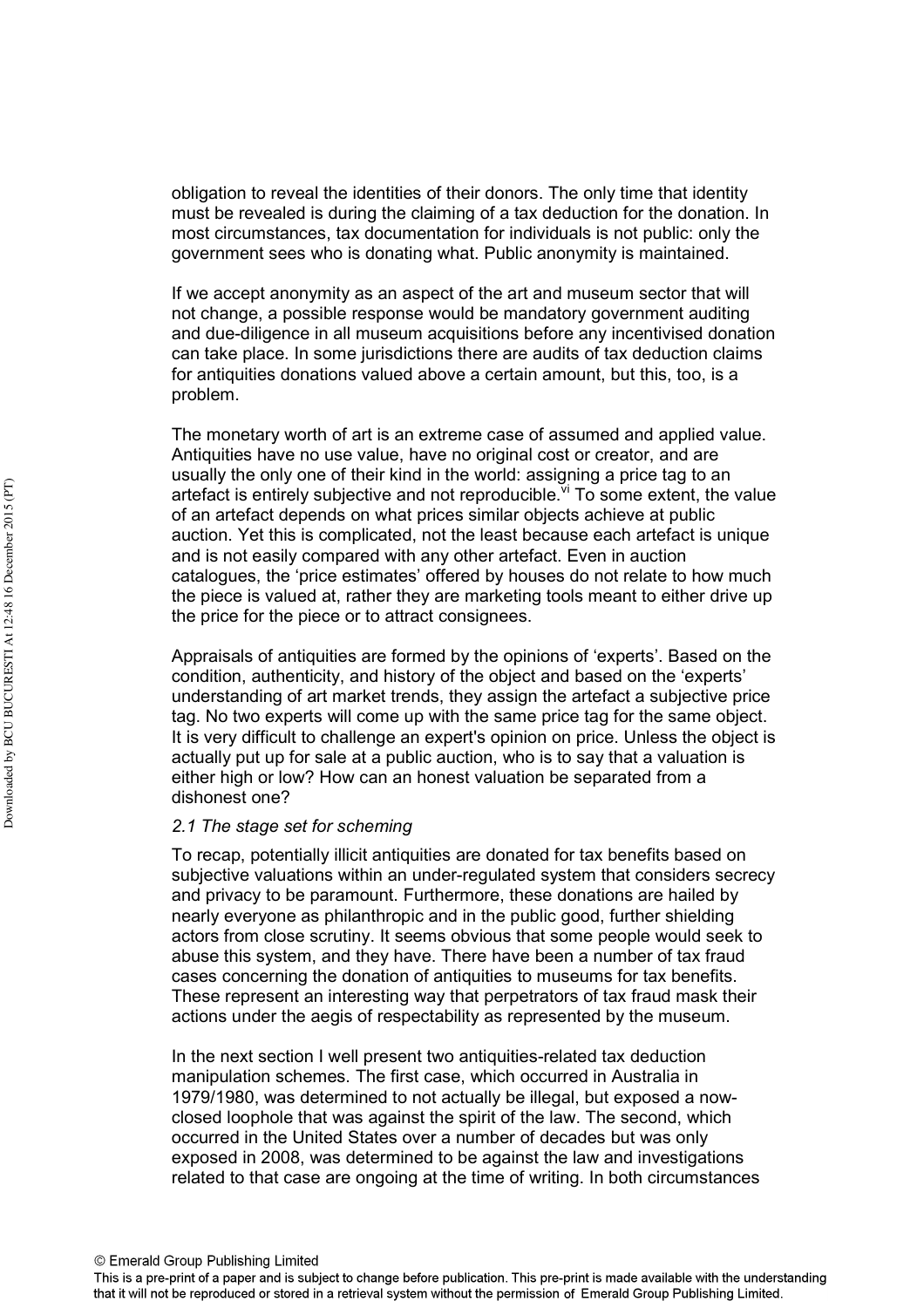obligation to reveal the identities of their donors. The only time that identity must be revealed is during the claiming of a tax deduction for the donation. In most circumstances, tax documentation for individuals is not public: only the government sees who is donating what. Public anonymity is maintained.

If we accept anonymity as an aspect of the art and museum sector that will not change, a possible response would be mandatory government auditing and due-diligence in all museum acquisitions before any incentivised donation can take place. In some jurisdictions there are audits of tax deduction claims for antiquities donations valued above a certain amount, but this, too, is a problem.

The monetary worth of art is an extreme case of assumed and applied value. Antiquities have no use value, have no original cost or creator, and are usually the only one of their kind in the world: assigning a price tag to an artefact is entirely subjective and not reproducible.[vi] To some extent, the value of an artefact depends on what prices similar objects achieve at public auction. Yet this is complicated, not the least because each artefact is unique and is not easily compared with any other artefact. Even in auction catalogues, the 'price estimates' offered by houses do not relate to how much the piece is valued at, rather they are marketing tools meant to either drive up the price for the piece or to attract consignees.

Appraisals of antiquities are formed by the opinions of 'experts'. Based on the condition, authenticity, and history of the object and based on the 'experts' understanding of art market trends, they assign the artefact a subjective price tag. No two experts will come up with the same price tag for the same object. It is very difficult to challenge an expert's opinion on price. Unless the object is actually put up for sale at a public auction, who is to say that a valuation is either high or low? How can an honest valuation be separated from a dishonest one?

### *2.1 The stage set for scheming*

To recap, potentially illicit antiquities are donated for tax benefits based on subjective valuations within an under-regulated system that considers secrecy and privacy to be paramount. Furthermore, these donations are hailed by nearly everyone as philanthropic and in the public good, further shielding actors from close scrutiny. It seems obvious that some people would seek to abuse this system, and they have. There have been a number of tax fraud cases concerning the donation of antiquities to museums for tax benefits. These represent an interesting way that perpetrators of tax fraud mask their actions under the aegis of respectability as represented by the museum.

In the next section I well present two antiquities-related tax deduction manipulation schemes. The first case, which occurred in Australia in 1979/1980, was determined to not actually be illegal, but exposed a now-closed loophole that was against the spirit of the law. The second, which occurred in the United States over a number of decades but was only exposed in 2008, was determined to be against the law and investigations related to that case are ongoing at the time of writing. In both circumstances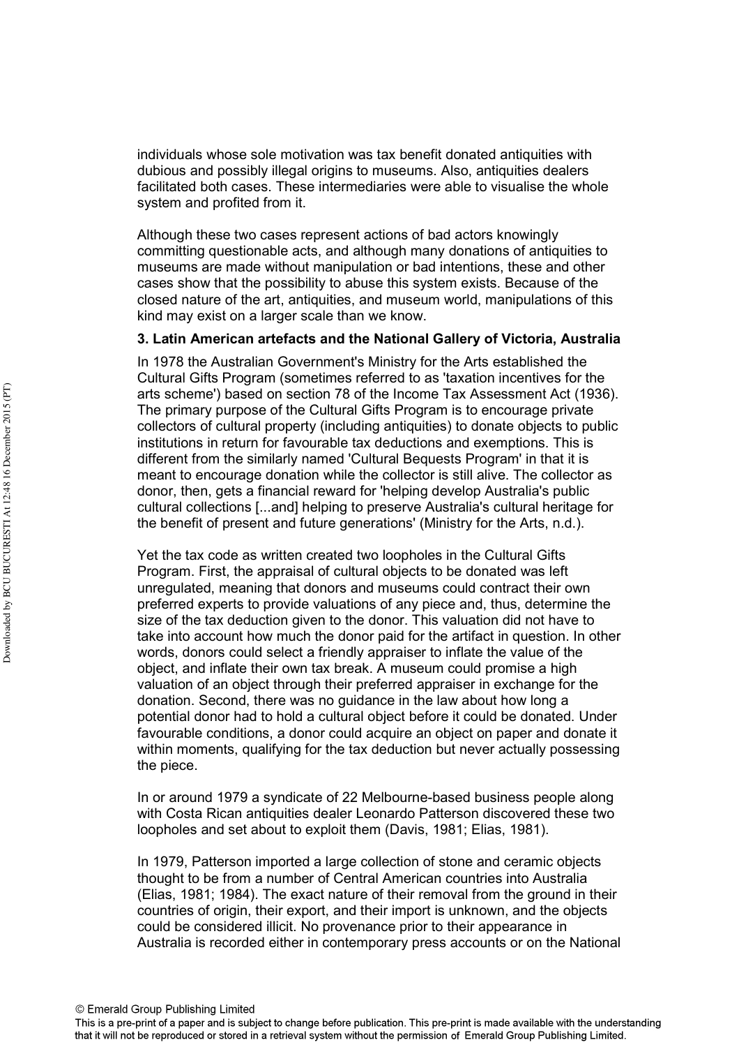individuals whose sole motivation was tax benefit donated antiquities with dubious and possibly illegal origins to museums. Also, antiquities dealers facilitated both cases. These intermediaries were able to visualise the whole system and profited from it.

Although these two cases represent actions of bad actors knowingly committing questionable acts, and although many donations of antiquities to museums are made without manipulation or bad intentions, these and other cases show that the possibility to abuse this system exists. Because of the closed nature of the art, antiquities, and museum world, manipulations of this kind may exist on a larger scale than we know.

### 3. Latin American artefacts and the National Gallery of Victoria, Australia

In 1978 the Australian Government's Ministry for the Arts established the Cultural Gifts Program (sometimes referred to as 'taxation incentives for the arts scheme') based on section 78 of the Income Tax Assessment Act (1936). The primary purpose of the Cultural Gifts Program is to encourage private collectors of cultural property (including antiquities) to donate objects to public institutions in return for favourable tax deductions and exemptions. This is different from the similarly named 'Cultural Bequests Program' in that it is meant to encourage donation while the collector is still alive. The collector as donor, then, gets a financial reward for 'helping develop Australia's public cultural collections [...and] helping to preserve Australia's cultural heritage for the benefit of present and future generations' (Ministry for the Arts, n.d.).

Yet the tax code as written created two loopholes in the Cultural Gifts Program. First, the appraisal of cultural objects to be donated was left unregulated, meaning that donors and museums could contract their own preferred experts to provide valuations of any piece and, thus, determine the size of the tax deduction given to the donor. This valuation did not have to take into account how much the donor paid for the artifact in question. In other words, donors could select a friendly appraiser to inflate the value of the object, and inflate their own tax break. A museum could promise a high valuation of an object through their preferred appraiser in exchange for the donation. Second, there was no guidance in the law about how long a potential donor had to hold a cultural object before it could be donated. Under favourable conditions, a donor could acquire an object on paper and donate it within moments, qualifying for the tax deduction but never actually possessing the piece.

In or around 1979 a syndicate of 22 Melbourne-based business people along with Costa Rican antiquities dealer Leonardo Patterson discovered these two loopholes and set about to exploit them (Davis, 1981; Elias, 1981).

In 1979, Patterson imported a large collection of stone and ceramic objects thought to be from a number of Central American countries into Australia (Elias, 1981; 1984). The exact nature of their removal from the ground in their countries of origin, their export, and their import is unknown, and the objects could be considered illicit. No provenance prior to their appearance in Australia is recorded either in contemporary press accounts or on the National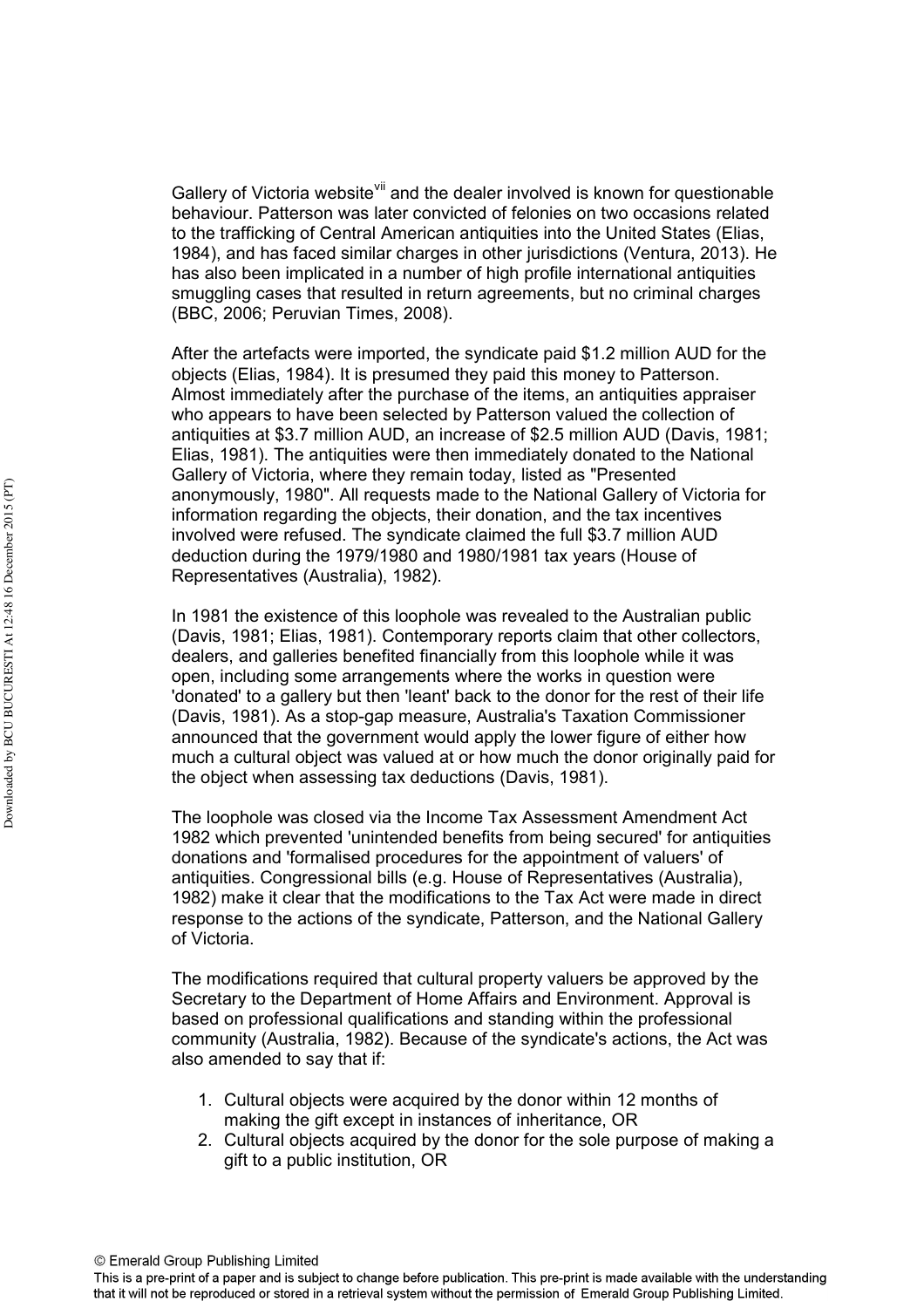Gallery of Victoria website[vii] and the dealer involved is known for questionable behaviour. Patterson was later convicted of felonies on two occasions related to the trafficking of Central American antiquities into the United States (Elias, 1984), and has faced similar charges in other jurisdictions (Ventura, 2013). He has also been implicated in a number of high profile international antiquities smuggling cases that resulted in return agreements, but no criminal charges (BBC, 2006; Peruvian Times, 2008).

After the artefacts were imported, the syndicate paid $1.2 million AUD for the objects (Elias, 1984). It is presumed they paid this money to Patterson. Almost immediately after the purchase of the items, an antiquities appraiser who appears to have been selected by Patterson valued the collection of antiquities at $3.7 million AUD, an increase of $2.5 million AUD (Davis, 1981; Elias, 1981). The antiquities were then immediately donated to the National Gallery of Victoria, where they remain today, listed as "Presented anonymously, 1980". All requests made to the National Gallery of Victoria for information regarding the objects, their donation, and the tax incentives involved were refused. The syndicate claimed the full $3.7 million AUD deduction during the 1979/1980 and 1980/1981 tax years (House of Representatives (Australia), 1982).

In 1981 the existence of this loophole was revealed to the Australian public (Davis, 1981; Elias, 1981). Contemporary reports claim that other collectors, dealers, and galleries benefited financially from this loophole while it was open, including some arrangements where the works in question were 'donated' to a gallery but then 'leant' back to the donor for the rest of their life (Davis, 1981). As a stop-gap measure, Australia's Taxation Commissioner announced that the government would apply the lower figure of either how much a cultural object was valued at or how much the donor originally paid for the object when assessing tax deductions (Davis, 1981).

The loophole was closed via the Income Tax Assessment Amendment Act 1982 which prevented 'unintended benefits from being secured' for antiquities donations and 'formalised procedures for the appointment of valuers' of antiquities. Congressional bills (e.g. House of Representatives (Australia), 1982) make it clear that the modifications to the Tax Act were made in direct response to the actions of the syndicate, Patterson, and the National Gallery of Victoria.

The modifications required that cultural property valuers be approved by the Secretary to the Department of Home Affairs and Environment. Approval is based on professional qualifications and standing within the professional community (Australia, 1982). Because of the syndicate's actions, the Act was also amended to say that if:

1. Cultural objects were acquired by the donor within 12 months of making the gift except in instances of inheritance, OR
2. Cultural objects acquired by the donor for the sole purpose of making a gift to a public institution, OR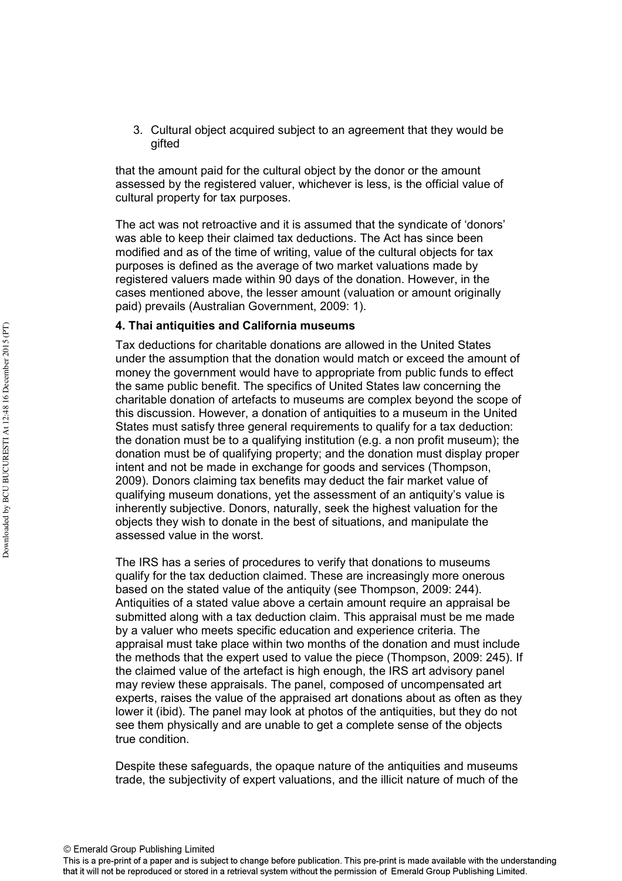3. Cultural object acquired subject to an agreement that they would be gifted

that the amount paid for the cultural object by the donor or the amount assessed by the registered valuer, whichever is less, is the official value of cultural property for tax purposes.

The act was not retroactive and it is assumed that the syndicate of 'donors' was able to keep their claimed tax deductions. The Act has since been modified and as of the time of writing, value of the cultural objects for tax purposes is defined as the average of two market valuations made by registered valuers made within 90 days of the donation. However, in the cases mentioned above, the lesser amount (valuation or amount originally paid) prevails (Australian Government, 2009: 1).

**4. Thai antiquities and California museums**

Tax deductions for charitable donations are allowed in the United States under the assumption that the donation would match or exceed the amount of money the government would have to appropriate from public funds to effect the same public benefit. The specifics of United States law concerning the charitable donation of artefacts to museums are complex beyond the scope of this discussion. However, a donation of antiquities to a museum in the United States must satisfy three general requirements to qualify for a tax deduction: the donation must be to a qualifying institution (e.g. a non profit museum); the donation must be of qualifying property; and the donation must display proper intent and not be made in exchange for goods and services (Thompson, 2009). Donors claiming tax benefits may deduct the fair market value of qualifying museum donations, yet the assessment of an antiquity's value is inherently subjective. Donors, naturally, seek the highest valuation for the objects they wish to donate in the best of situations, and manipulate the assessed value in the worst.

The IRS has a series of procedures to verify that donations to museums qualify for the tax deduction claimed. These are increasingly more onerous based on the stated value of the antiquity (see Thompson, 2009: 244). Antiquities of a stated value above a certain amount require an appraisal be submitted along with a tax deduction claim. This appraisal must be me made by a valuer who meets specific education and experience criteria. The appraisal must take place within two months of the donation and must include the methods that the expert used to value the piece (Thompson, 2009: 245). If the claimed value of the artefact is high enough, the IRS art advisory panel may review these appraisals. The panel, composed of uncompensated art experts, raises the value of the appraised art donations about as often as they lower it (ibid). The panel may look at photos of the antiquities, but they do not see them physically and are unable to get a complete sense of the objects true condition.

Despite these safeguards, the opaque nature of the antiquities and museums trade, the subjectivity of expert valuations, and the illicit nature of much of the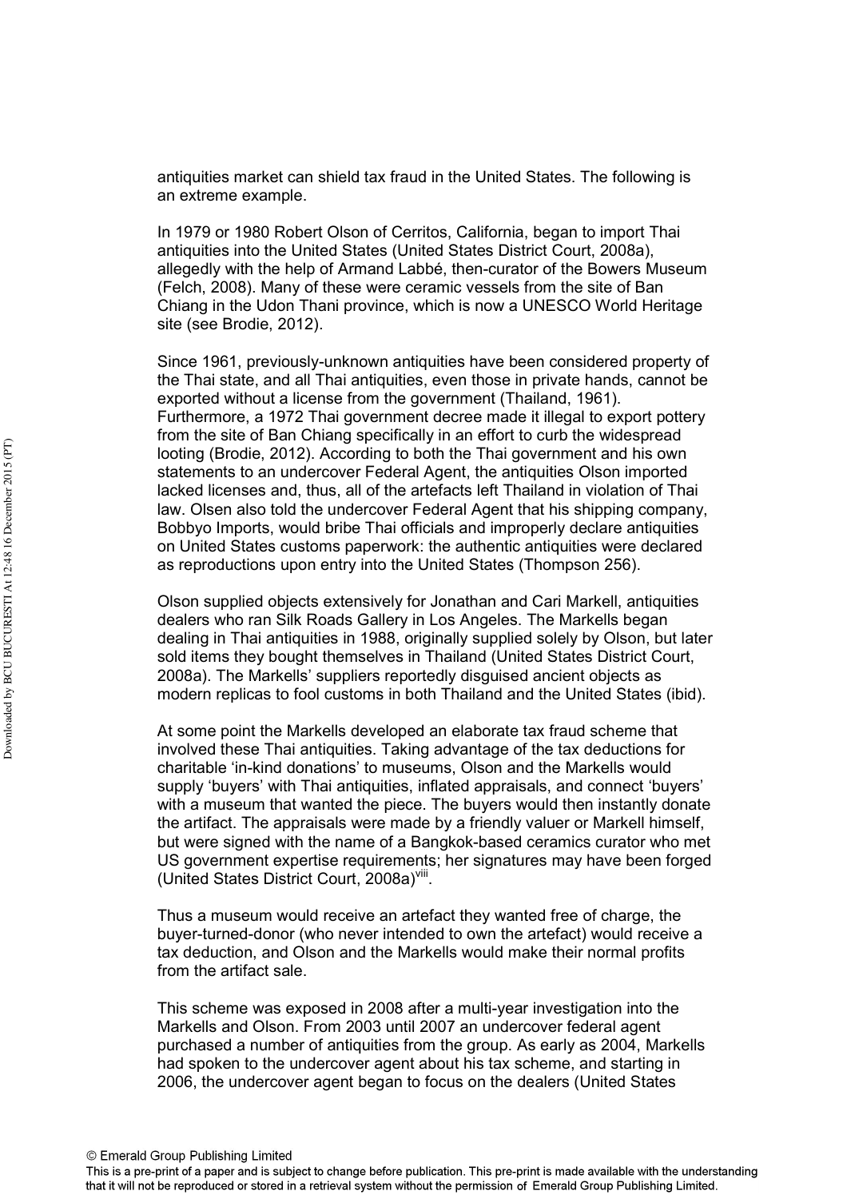antiquities market can shield tax fraud in the United States. The following is an extreme example.

In 1979 or 1980 Robert Olson of Cerritos, California, began to import Thai antiquities into the United States (United States District Court, 2008a), allegedly with the help of Armand Labbé, then-curator of the Bowers Museum (Felch, 2008). Many of these were ceramic vessels from the site of Ban Chiang in the Udon Thani province, which is now a UNESCO World Heritage site (see Brodie, 2012).

Since 1961, previously-unknown antiquities have been considered property of the Thai state, and all Thai antiquities, even those in private hands, cannot be exported without a license from the government (Thailand, 1961). Furthermore, a 1972 Thai government decree made it illegal to export pottery from the site of Ban Chiang specifically in an effort to curb the widespread looting (Brodie, 2012). According to both the Thai government and his own statements to an undercover Federal Agent, the antiquities Olson imported lacked licenses and, thus, all of the artefacts left Thailand in violation of Thai law. Olsen also told the undercover Federal Agent that his shipping company, Bobbyo Imports, would bribe Thai officials and improperly declare antiquities on United States customs paperwork: the authentic antiquities were declared as reproductions upon entry into the United States (Thompson 256).

Olson supplied objects extensively for Jonathan and Cari Markell, antiquities dealers who ran Silk Roads Gallery in Los Angeles. The Markells began dealing in Thai antiquities in 1988, originally supplied solely by Olson, but later sold items they bought themselves in Thailand (United States District Court, 2008a). The Markells' suppliers reportedly disguised ancient objects as modern replicas to fool customs in both Thailand and the United States (ibid).

At some point the Markells developed an elaborate tax fraud scheme that involved these Thai antiquities. Taking advantage of the tax deductions for charitable 'in-kind donations' to museums, Olson and the Markells would supply 'buyers' with Thai antiquities, inflated appraisals, and connect 'buyers' with a museum that wanted the piece. The buyers would then instantly donate the artifact. The appraisals were made by a friendly valuer or Markell himself, but were signed with the name of a Bangkok-based ceramics curator who met US government expertise requirements; her signatures may have been forged (United States District Court, 2008a)[viii].

Thus a museum would receive an artefact they wanted free of charge, the buyer-turned-donor (who never intended to own the artefact) would receive a tax deduction, and Olson and the Markells would make their normal profits from the artifact sale.

This scheme was exposed in 2008 after a multi-year investigation into the Markells and Olson. From 2003 until 2007 an undercover federal agent purchased a number of antiquities from the group. As early as 2004, Markells had spoken to the undercover agent about his tax scheme, and starting in 2006, the undercover agent began to focus on the dealers (United States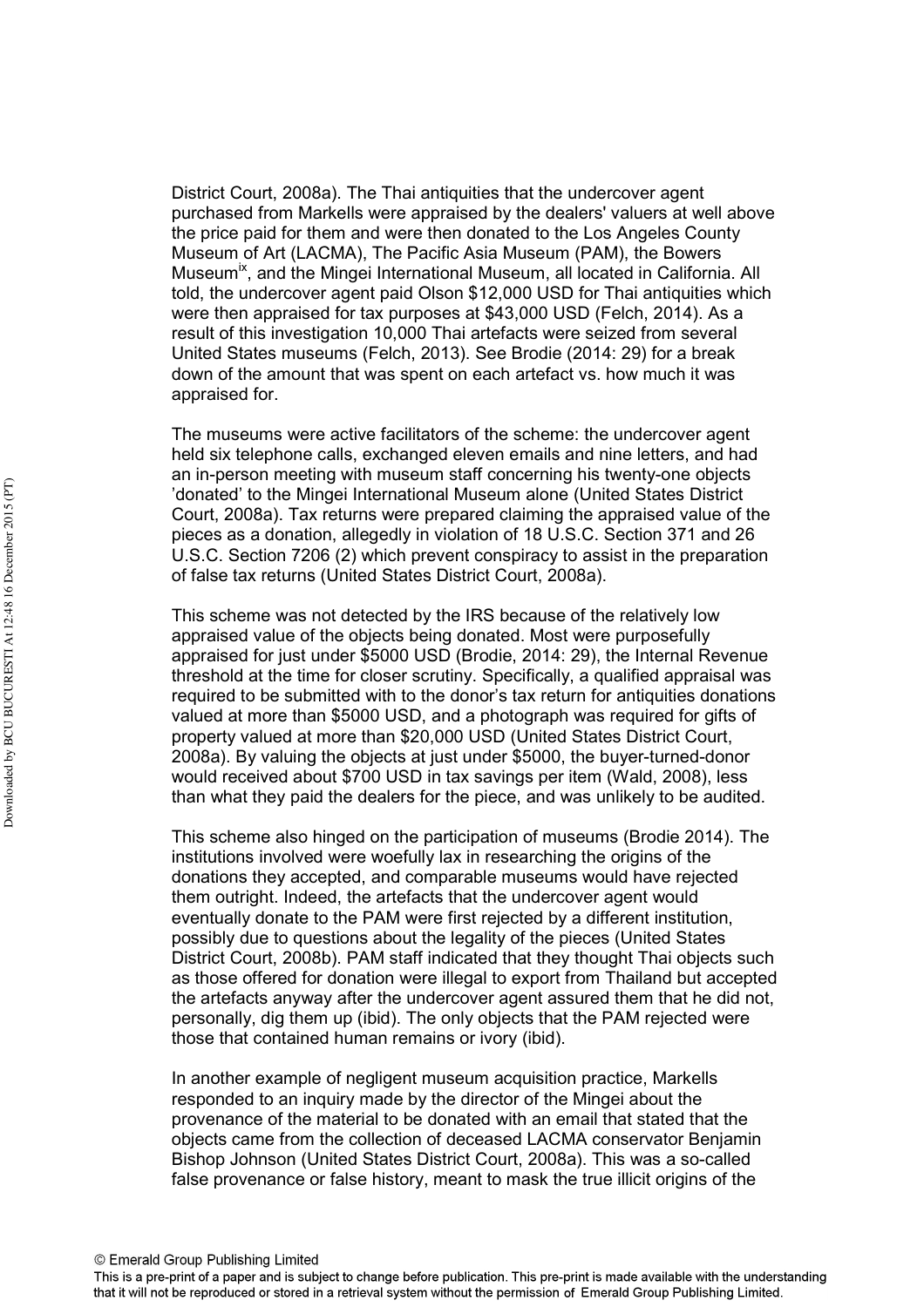District Court, 2008a). The Thai antiquities that the undercover agent purchased from Markells were appraised by the dealers' valuers at well above the price paid for them and were then donated to the Los Angeles County Museum of Art (LACMA), The Pacific Asia Museum (PAM), the Bowers Museum[ix], and the Mingei International Museum, all located in California. All told, the undercover agent paid Olson $12,000 USD for Thai antiquities which were then appraised for tax purposes at $43,000 USD (Felch, 2014). As a result of this investigation 10,000 Thai artefacts were seized from several United States museums (Felch, 2013). See Brodie (2014: 29) for a break down of the amount that was spent on each artefact vs. how much it was appraised for.

The museums were active facilitators of the scheme: the undercover agent held six telephone calls, exchanged eleven emails and nine letters, and had an in-person meeting with museum staff concerning his twenty-one objects 'donated' to the Mingei International Museum alone (United States District Court, 2008a). Tax returns were prepared claiming the appraised value of the pieces as a donation, allegedly in violation of 18 U.S.C. Section 371 and 26 U.S.C. Section 7206 (2) which prevent conspiracy to assist in the preparation of false tax returns (United States District Court, 2008a).

This scheme was not detected by the IRS because of the relatively low appraised value of the objects being donated. Most were purposefully appraised for just under $5000 USD (Brodie, 2014: 29), the Internal Revenue threshold at the time for closer scrutiny. Specifically, a qualified appraisal was required to be submitted with to the donor's tax return for antiquities donations valued at more than $5000 USD, and a photograph was required for gifts of property valued at more than $20,000 USD (United States District Court, 2008a). By valuing the objects at just under $5000, the buyer-turned-donor would received about $700 USD in tax savings per item (Wald, 2008), less than what they paid the dealers for the piece, and was unlikely to be audited.

This scheme also hinged on the participation of museums (Brodie 2014). The institutions involved were woefully lax in researching the origins of the donations they accepted, and comparable museums would have rejected them outright. Indeed, the artefacts that the undercover agent would eventually donate to the PAM were first rejected by a different institution, possibly due to questions about the legality of the pieces (United States District Court, 2008b). PAM staff indicated that they thought Thai objects such as those offered for donation were illegal to export from Thailand but accepted the artefacts anyway after the undercover agent assured them that he did not, personally, dig them up (ibid). The only objects that the PAM rejected were those that contained human remains or ivory (ibid).

In another example of negligent museum acquisition practice, Markells responded to an inquiry made by the director of the Mingei about the provenance of the material to be donated with an email that stated that the objects came from the collection of deceased LACMA conservator Benjamin Bishop Johnson (United States District Court, 2008a). This was a so-called false provenance or false history, meant to mask the true illicit origins of the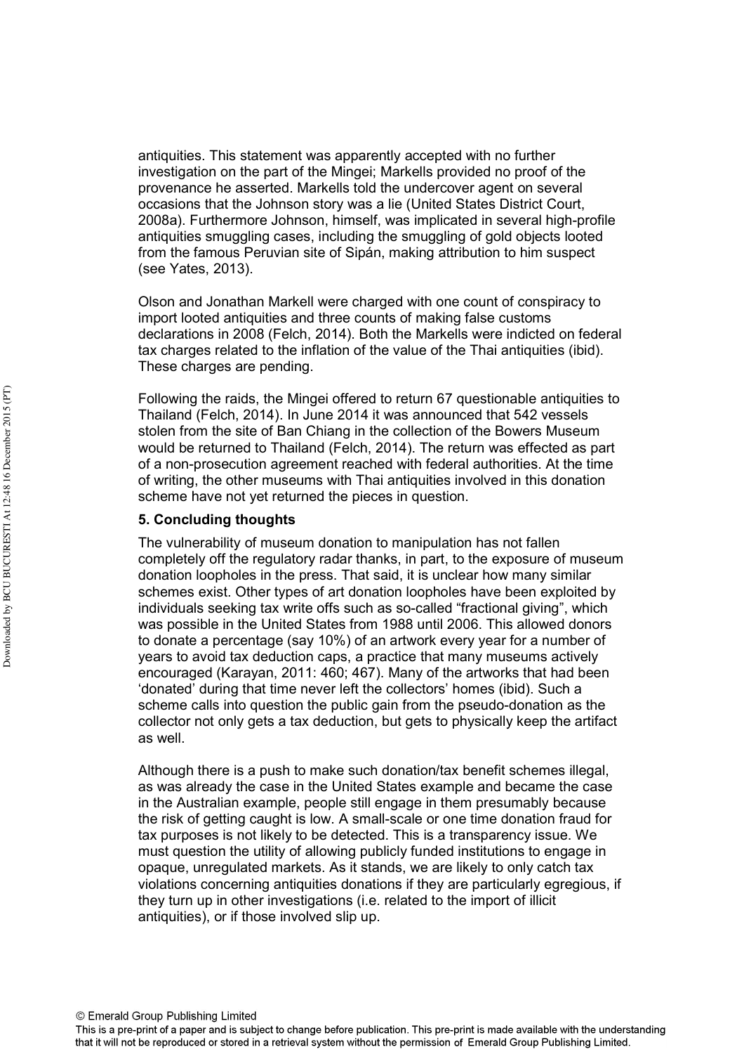antiquities. This statement was apparently accepted with no further investigation on the part of the Mingei; Markells provided no proof of the provenance he asserted. Markells told the undercover agent on several occasions that the Johnson story was a lie (United States District Court, 2008a). Furthermore Johnson, himself, was implicated in several high-profile antiquities smuggling cases, including the smuggling of gold objects looted from the famous Peruvian site of Sipán, making attribution to him suspect (see Yates, 2013).

Olson and Jonathan Markell were charged with one count of conspiracy to import looted antiquities and three counts of making false customs declarations in 2008 (Felch, 2014). Both the Markells were indicted on federal tax charges related to the inflation of the value of the Thai antiquities (ibid). These charges are pending.

Following the raids, the Mingei offered to return 67 questionable antiquities to Thailand (Felch, 2014). In June 2014 it was announced that 542 vessels stolen from the site of Ban Chiang in the collection of the Bowers Museum would be returned to Thailand (Felch, 2014). The return was effected as part of a non-prosecution agreement reached with federal authorities. At the time of writing, the other museums with Thai antiquities involved in this donation scheme have not yet returned the pieces in question.

## 5. Concluding thoughts

The vulnerability of museum donation to manipulation has not fallen completely off the regulatory radar thanks, in part, to the exposure of museum donation loopholes in the press. That said, it is unclear how many similar schemes exist. Other types of art donation loopholes have been exploited by individuals seeking tax write offs such as so-called "fractional giving", which was possible in the United States from 1988 until 2006. This allowed donors to donate a percentage (say 10%) of an artwork every year for a number of years to avoid tax deduction caps, a practice that many museums actively encouraged (Karayan, 2011: 460; 467). Many of the artworks that had been 'donated' during that time never left the collectors' homes (ibid). Such a scheme calls into question the public gain from the pseudo-donation as the collector not only gets a tax deduction, but gets to physically keep the artifact as well.

Although there is a push to make such donation/tax benefit schemes illegal, as was already the case in the United States example and became the case in the Australian example, people still engage in them presumably because the risk of getting caught is low. A small-scale or one time donation fraud for tax purposes is not likely to be detected. This is a transparency issue. We must question the utility of allowing publicly funded institutions to engage in opaque, unregulated markets. As it stands, we are likely to only catch tax violations concerning antiquities donations if they are particularly egregious, if they turn up in other investigations (i.e. related to the import of illicit antiquities), or if those involved slip up.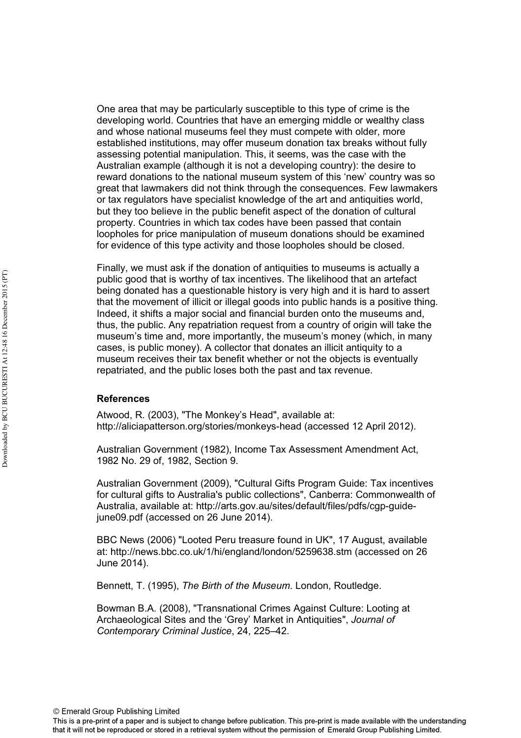One area that may be particularly susceptible to this type of crime is the developing world. Countries that have an emerging middle or wealthy class and whose national museums feel they must compete with older, more established institutions, may offer museum donation tax breaks without fully assessing potential manipulation. This, it seems, was the case with the Australian example (although it is not a developing country): the desire to reward donations to the national museum system of this 'new' country was so great that lawmakers did not think through the consequences. Few lawmakers or tax regulators have specialist knowledge of the art and antiquities world, but they too believe in the public benefit aspect of the donation of cultural property. Countries in which tax codes have been passed that contain loopholes for price manipulation of museum donations should be examined for evidence of this type activity and those loopholes should be closed.

Finally, we must ask if the donation of antiquities to museums is actually a public good that is worthy of tax incentives. The likelihood that an artefact being donated has a questionable history is very high and it is hard to assert that the movement of illicit or illegal goods into public hands is a positive thing. Indeed, it shifts a major social and financial burden onto the museums and, thus, the public. Any repatriation request from a country of origin will take the museum's time and, more importantly, the museum's money (which, in many cases, is public money). A collector that donates an illicit antiquity to a museum receives their tax benefit whether or not the objects is eventually repatriated, and the public loses both the past and tax revenue.

### References

Atwood, R. (2003), "The Monkey's Head", available at: http://aliciapatterson.org/stories/monkeys-head (accessed 12 April 2012).

Australian Government (1982), Income Tax Assessment Amendment Act, 1982 No. 29 of, 1982, Section 9.

Australian Government (2009), "Cultural Gifts Program Guide: Tax incentives for cultural gifts to Australia's public collections", Canberra: Commonwealth of Australia, available at: http://arts.gov.au/sites/default/files/pdfs/cgp-guide-june09.pdf (accessed on 26 June 2014).

BBC News (2006) "Looted Peru treasure found in UK", 17 August, available at: http://news.bbc.co.uk/1/hi/england/london/5259638.stm (accessed on 26 June 2014).

Bennett, T. (1995), *The Birth of the Museum*. London, Routledge.

Bowman B.A. (2008), "Transnational Crimes Against Culture: Looting at Archaeological Sites and the 'Grey' Market in Antiquities", *Journal of Contemporary Criminal Justice*, 24, 225–42.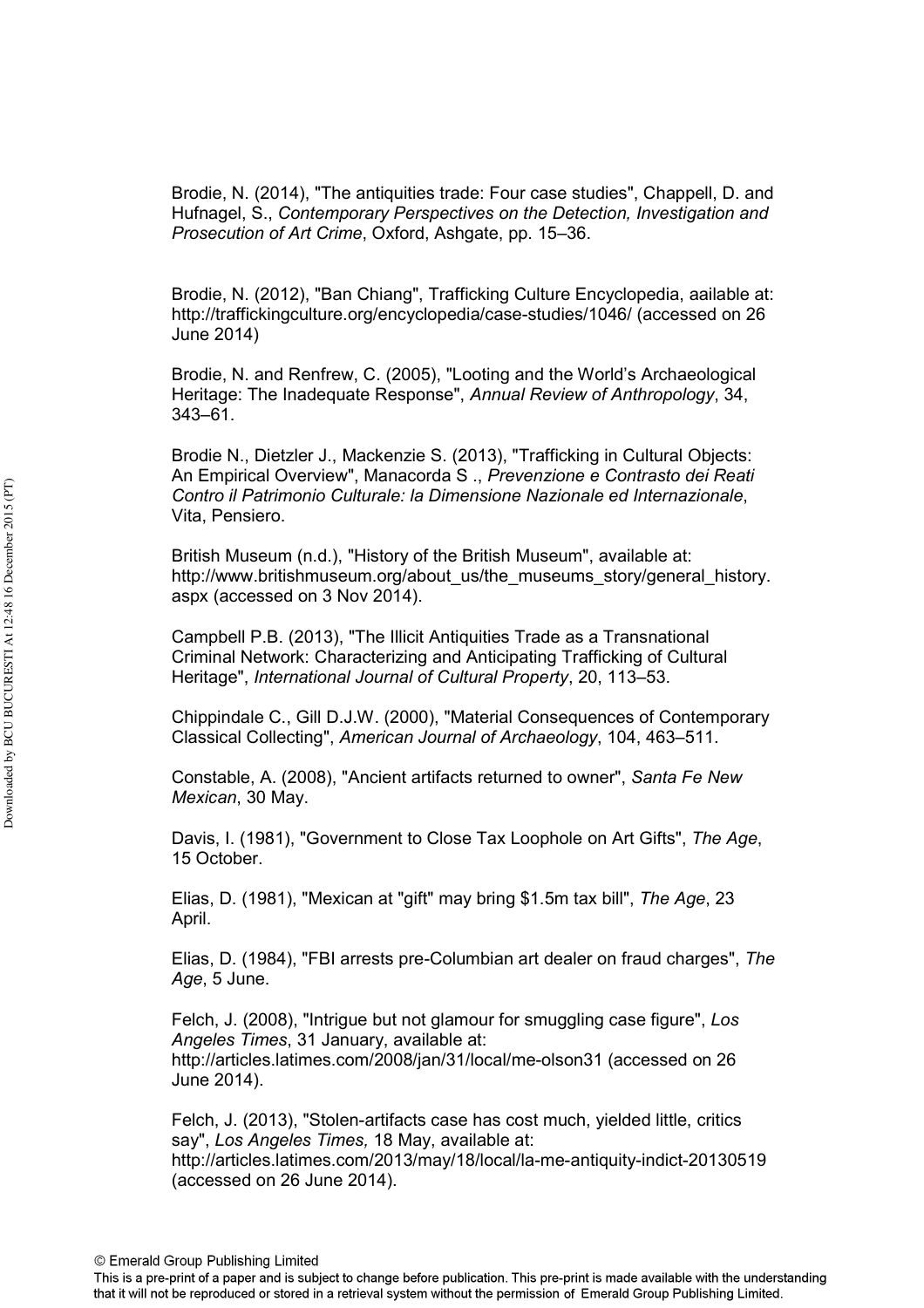Brodie, N. (2014), "The antiquities trade: Four case studies", Chappell, D. and Hufnagel, S., *Contemporary Perspectives on the Detection, Investigation and Prosecution of Art Crime*, Oxford, Ashgate, pp. 15–36.

Brodie, N. (2012), "Ban Chiang", Trafficking Culture Encyclopedia, aailable at: http://traffickingculture.org/encyclopedia/case-studies/1046/ (accessed on 26 June 2014)

Brodie, N. and Renfrew, C. (2005), "Looting and the World's Archaeological Heritage: The Inadequate Response", *Annual Review of Anthropology*, 34, 343–61.

Brodie N., Dietzler J., Mackenzie S. (2013), "Trafficking in Cultural Objects: An Empirical Overview", Manacorda S ., *Prevenzione e Contrasto dei Reati Contro il Patrimonio Culturale: la Dimensione Nazionale ed Internazionale*, Vita, Pensiero.

British Museum (n.d.), "History of the British Museum", available at: http://www.britishmuseum.org/about_us/the_museums_story/general_history.aspx (accessed on 3 Nov 2014).

Campbell P.B. (2013), "The Illicit Antiquities Trade as a Transnational Criminal Network: Characterizing and Anticipating Trafficking of Cultural Heritage", *International Journal of Cultural Property*, 20, 113–53.

Chippindale C., Gill D.J.W. (2000), "Material Consequences of Contemporary Classical Collecting", *American Journal of Archaeology*, 104, 463–511.

Constable, A. (2008), "Ancient artifacts returned to owner", *Santa Fe New Mexican*, 30 May.

Davis, I. (1981), "Government to Close Tax Loophole on Art Gifts", *The Age*, 15 October.

Elias, D. (1981), "Mexican at "gift" may bring $1.5m tax bill", *The Age*, 23 April.

Elias, D. (1984), "FBI arrests pre-Columbian art dealer on fraud charges", *The Age*, 5 June.

Felch, J. (2008), "Intrigue but not glamour for smuggling case figure", *Los Angeles Times*, 31 January, available at: http://articles.latimes.com/2008/jan/31/local/me-olson31 (accessed on 26 June 2014).

Felch, J. (2013), "Stolen-artifacts case has cost much, yielded little, critics say", *Los Angeles Times,* 18 May, available at: http://articles.latimes.com/2013/may/18/local/la-me-antiquity-indict-20130519 (accessed on 26 June 2014).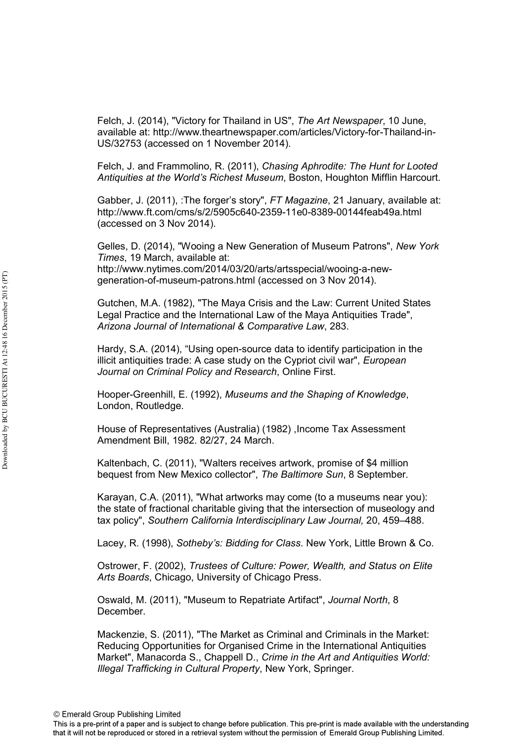Felch, J. (2014), "Victory for Thailand in US", *The Art Newspaper*, 10 June, available at: http://www.theartnewspaper.com/articles/Victory-for-Thailand-in-US/32753 (accessed on 1 November 2014).

Felch, J. and Frammolino, R. (2011), *Chasing Aphrodite: The Hunt for Looted Antiquities at the World's Richest Museum*, Boston, Houghton Mifflin Harcourt.

Gabber, J. (2011), :The forger's story", *FT Magazine*, 21 January, available at: http://www.ft.com/cms/s/2/5905c640-2359-11e0-8389-00144feab49a.html (accessed on 3 Nov 2014).

Gelles, D. (2014), "Wooing a New Generation of Museum Patrons", *New York Times*, 19 March, available at: http://www.nytimes.com/2014/03/20/arts/artsspecial/wooing-a-new-generation-of-museum-patrons.html (accessed on 3 Nov 2014).

Gutchen, M.A. (1982), "The Maya Crisis and the Law: Current United States Legal Practice and the International Law of the Maya Antiquities Trade", *Arizona Journal of International & Comparative Law*, 283.

Hardy, S.A. (2014), "Using open-source data to identify participation in the illicit antiquities trade: A case study on the Cypriot civil war", *European Journal on Criminal Policy and Research*, Online First.

Hooper-Greenhill, E. (1992), *Museums and the Shaping of Knowledge*, London, Routledge.

House of Representatives (Australia) (1982) ,Income Tax Assessment Amendment Bill, 1982. 82/27, 24 March.

Kaltenbach, C. (2011), "Walters receives artwork, promise of $4 million bequest from New Mexico collector", *The Baltimore Sun*, 8 September.

Karayan, C.A. (2011), "What artworks may come (to a museums near you): the state of fractional charitable giving that the intersection of museology and tax policy", *Southern California Interdisciplinary Law Journal,* 20, 459–488.

Lacey, R. (1998), *Sotheby's: Bidding for Class*. New York, Little Brown & Co.

Ostrower, F. (2002), *Trustees of Culture: Power, Wealth, and Status on Elite Arts Boards*, Chicago, University of Chicago Press.

Oswald, M. (2011), "Museum to Repatriate Artifact", *Journal North*, 8 December.

Mackenzie, S. (2011), "The Market as Criminal and Criminals in the Market: Reducing Opportunities for Organised Crime in the International Antiquities Market", Manacorda S., Chappell D., *Crime in the Art and Antiquities World: Illegal Trafficking in Cultural Property*, New York, Springer.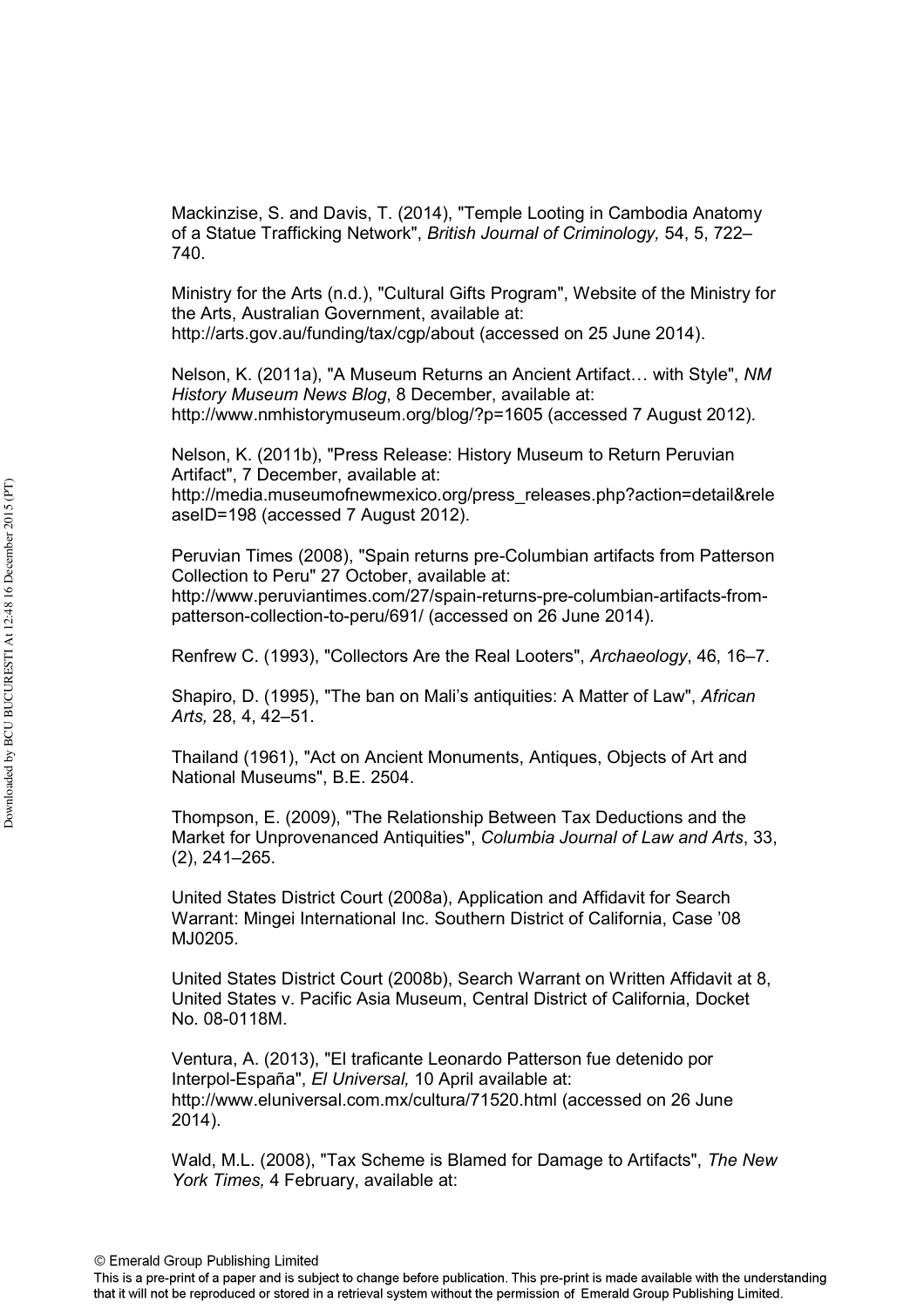Mackinzise, S. and Davis, T. (2014), "Temple Looting in Cambodia Anatomy of a Statue Trafficking Network", *British Journal of Criminology,* 54, 5, 722–740.

Ministry for the Arts (n.d.), "Cultural Gifts Program", Website of the Ministry for the Arts, Australian Government, available at: http://arts.gov.au/funding/tax/cgp/about (accessed on 25 June 2014).

Nelson, K. (2011a), "A Museum Returns an Ancient Artifact… with Style", *NM History Museum News Blog*, 8 December, available at: http://www.nmhistorymuseum.org/blog/?p=1605 (accessed 7 August 2012).

Nelson, K. (2011b), "Press Release: History Museum to Return Peruvian Artifact", 7 December, available at: http://media.museumofnewmexico.org/press_releases.php?action=detail&releaseID=198 (accessed 7 August 2012).

Peruvian Times (2008), "Spain returns pre-Columbian artifacts from Patterson Collection to Peru" 27 October, available at: http://www.peruviantimes.com/27/spain-returns-pre-columbian-artifacts-from-patterson-collection-to-peru/691/ (accessed on 26 June 2014).

Renfrew C. (1993), "Collectors Are the Real Looters", *Archaeology*, 46, 16–7.

Shapiro, D. (1995), "The ban on Mali's antiquities: A Matter of Law", *African Arts,* 28, 4, 42–51.

Thailand (1961), "Act on Ancient Monuments, Antiques, Objects of Art and National Museums", B.E. 2504.

Thompson, E. (2009), "The Relationship Between Tax Deductions and the Market for Unprovenanced Antiquities", *Columbia Journal of Law and Arts*, 33, (2), 241–265.

United States District Court (2008a), Application and Affidavit for Search Warrant: Mingei International Inc. Southern District of California, Case '08 MJ0205.

United States District Court (2008b), Search Warrant on Written Affidavit at 8, United States v. Pacific Asia Museum, Central District of California, Docket No. 08-0118M.

Ventura, A. (2013), "El traficante Leonardo Patterson fue detenido por Interpol-España", *El Universal,* 10 April available at: http://www.eluniversal.com.mx/cultura/71520.html (accessed on 26 June 2014).

Wald, M.L. (2008), "Tax Scheme is Blamed for Damage to Artifacts", *The New York Times,* 4 February, available at: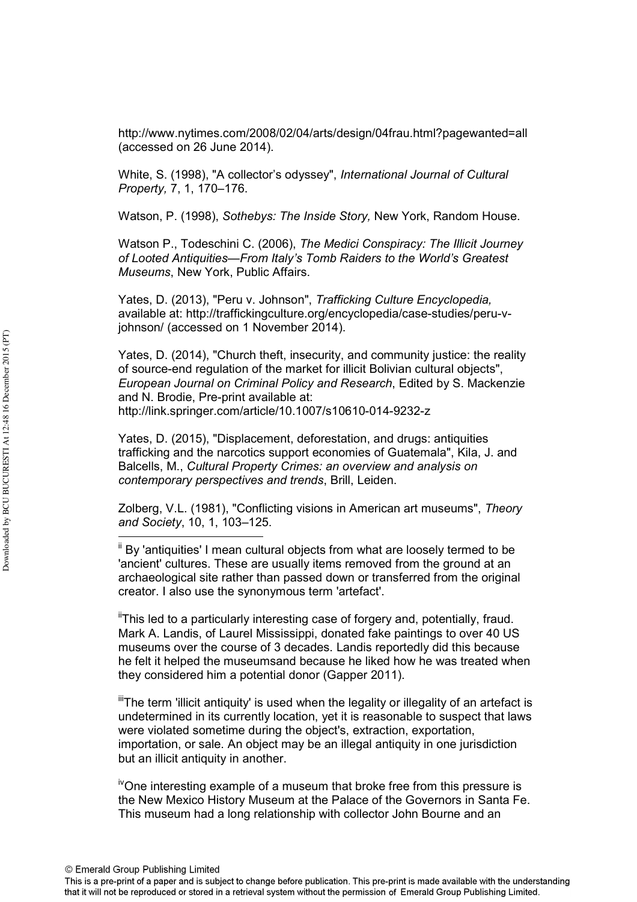http://www.nytimes.com/2008/02/04/arts/design/04frau.html?pagewanted=all (accessed on 26 June 2014).

White, S. (1998), "A collector's odyssey", *International Journal of Cultural Property,* 7, 1, 170–176.

Watson, P. (1998), *Sothebys: The Inside Story,* New York, Random House.

Watson P., Todeschini C. (2006), *The Medici Conspiracy: The Illicit Journey of Looted Antiquities—From Italy's Tomb Raiders to the World's Greatest Museums*, New York, Public Affairs.

Yates, D. (2013), "Peru v. Johnson", *Trafficking Culture Encyclopedia,* available at: http://traffickingculture.org/encyclopedia/case-studies/peru-v-johnson/ (accessed on 1 November 2014).

Yates, D. (2014), "Church theft, insecurity, and community justice: the reality of source-end regulation of the market for illicit Bolivian cultural objects", *European Journal on Criminal Policy and Research*, Edited by S. Mackenzie and N. Brodie, Pre-print available at: http://link.springer.com/article/10.1007/s10610-014-9232-z

Yates, D. (2015), "Displacement, deforestation, and drugs: antiquities trafficking and the narcotics support economies of Guatemala", Kila, J. and Balcells, M., *Cultural Property Crimes: an overview and analysis on contemporary perspectives and trends*, Brill, Leiden.

Zolberg, V.L. (1981), "Conflicting visions in American art museums", *Theory and Society*, 10, 1, 103–125.

---

[ii] By 'antiquities' I mean cultural objects from what are loosely termed to be 'ancient' cultures. These are usually items removed from the ground at an archaeological site rather than passed down or transferred from the original creator. I also use the synonymous term 'artefact'.

[ii]This led to a particularly interesting case of forgery and, potentially, fraud. Mark A. Landis, of Laurel Mississippi, donated fake paintings to over 40 US museums over the course of 3 decades. Landis reportedly did this because he felt it helped the museumsand because he liked how he was treated when they considered him a potential donor (Gapper 2011).

[iii]The term 'illicit antiquity' is used when the legality or illegality of an artefact is undetermined in its currently location, yet it is reasonable to suspect that laws were violated sometime during the object's, extraction, exportation, importation, or sale. An object may be an illegal antiquity in one jurisdiction but an illicit antiquity in another.

[iv]One interesting example of a museum that broke free from this pressure is the New Mexico History Museum at the Palace of the Governors in Santa Fe. This museum had a long relationship with collector John Bourne and an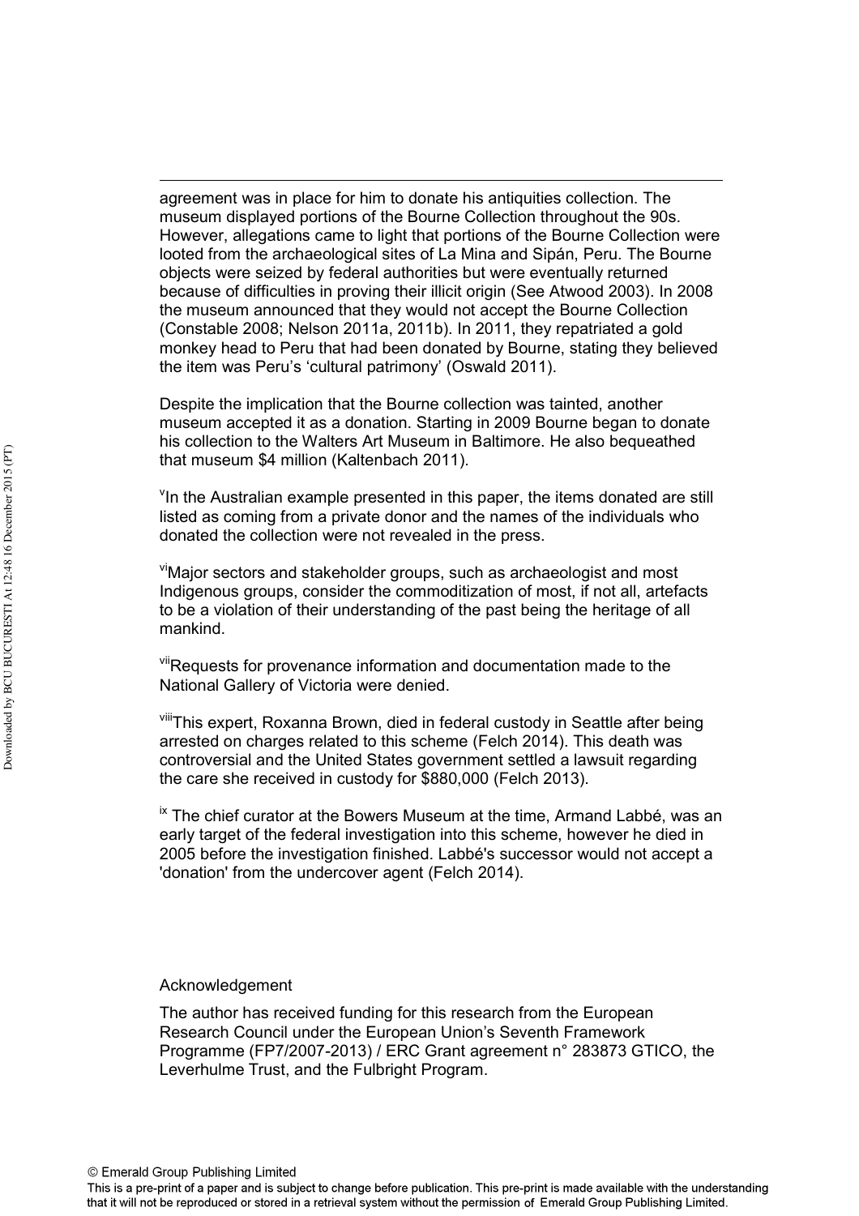agreement was in place for him to donate his antiquities collection. The museum displayed portions of the Bourne Collection throughout the 90s. However, allegations came to light that portions of the Bourne Collection were looted from the archaeological sites of La Mina and Sipán, Peru. The Bourne objects were seized by federal authorities but were eventually returned because of difficulties in proving their illicit origin (See Atwood 2003). In 2008 the museum announced that they would not accept the Bourne Collection (Constable 2008; Nelson 2011a, 2011b). In 2011, they repatriated a gold monkey head to Peru that had been donated by Bourne, stating they believed the item was Peru's 'cultural patrimony' (Oswald 2011).

Despite the implication that the Bourne collection was tainted, another museum accepted it as a donation. Starting in 2009 Bourne began to donate his collection to the Walters Art Museum in Baltimore. He also bequeathed that museum $4 million (Kaltenbach 2011).

[v] In the Australian example presented in this paper, the items donated are still listed as coming from a private donor and the names of the individuals who donated the collection were not revealed in the press.

[vi] Major sectors and stakeholder groups, such as archaeologist and most Indigenous groups, consider the commoditization of most, if not all, artefacts to be a violation of their understanding of the past being the heritage of all mankind.

[vii] Requests for provenance information and documentation made to the National Gallery of Victoria were denied.

[viii] This expert, Roxanna Brown, died in federal custody in Seattle after being arrested on charges related to this scheme (Felch 2014). This death was controversial and the United States government settled a lawsuit regarding the care she received in custody for $880,000 (Felch 2013).

[ix] The chief curator at the Bowers Museum at the time, Armand Labbé, was an early target of the federal investigation into this scheme, however he died in 2005 before the investigation finished. Labbé's successor would not accept a 'donation' from the undercover agent (Felch 2014).

Acknowledgement

The author has received funding for this research from the European Research Council under the European Union's Seventh Framework Programme (FP7/2007-2013) / ERC Grant agreement n° 283873 GTICO, the Leverhulme Trust, and the Fulbright Program.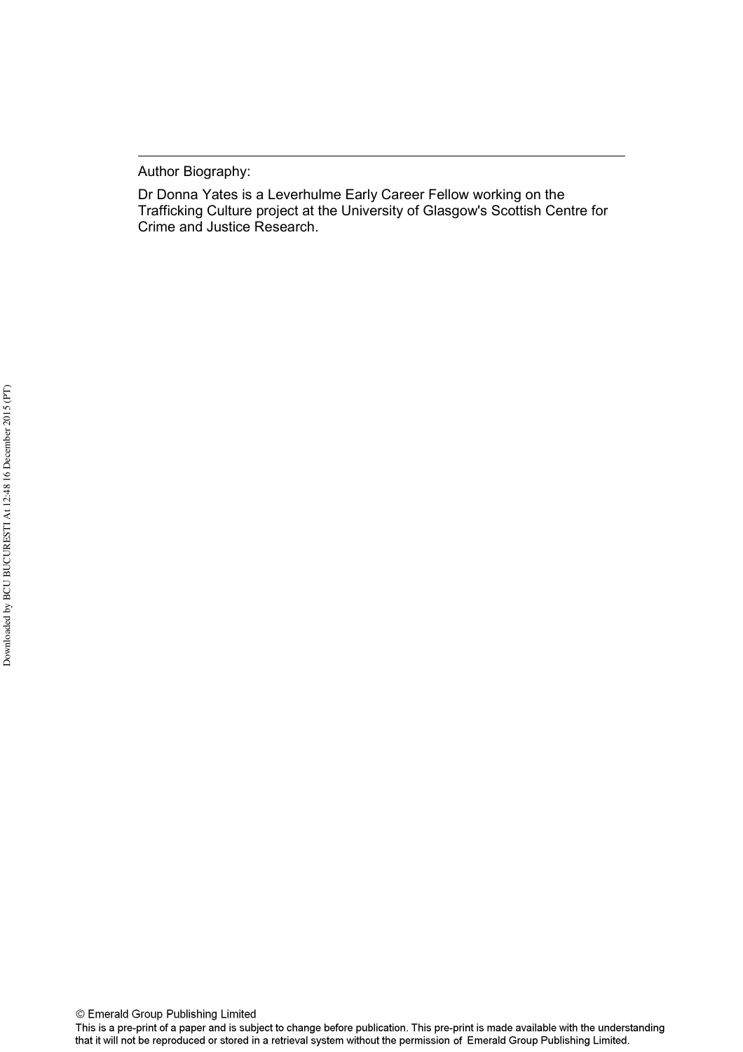Author Biography:

Dr Donna Yates is a Leverhulme Early Career Fellow working on the Trafficking Culture project at the University of Glasgow's Scottish Centre for Crime and Justice Research.